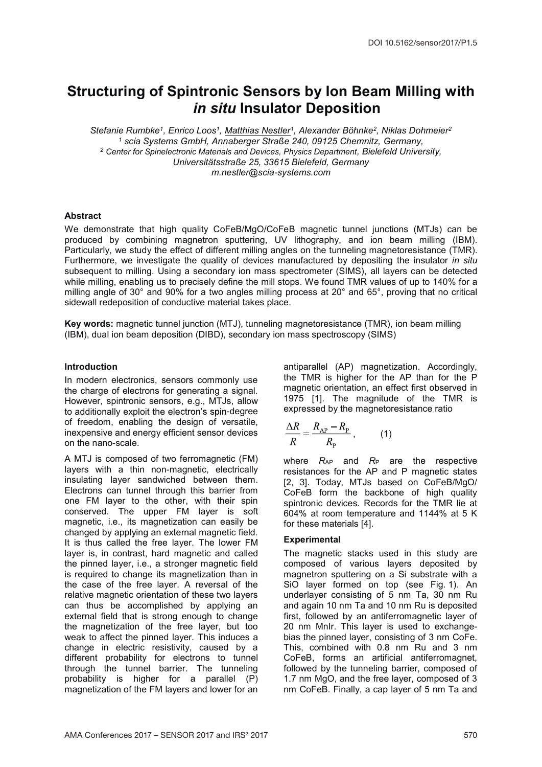DOI 10.5162/sensor2017/P1.5

# Structuring of Spintronic Sensors by Ion Beam Milling with *in situ* Insulator Deposition

*Stefanie Rumbke[1], Enrico Loos[1], Matthias Nestler[1], Alexander Böhnke[2], Niklas Dohmeier[2]*
*[1] scia Systems GmbH, Annaberger Straße 240, 09125 Chemnitz, Germany,*
*[2] Center for Spinelectronic Materials and Devices, Physics Department, Bielefeld University, Universitätsstraße 25, 33615 Bielefeld, Germany*
*m.nestler@scia-systems.com*

## Abstract

We demonstrate that high quality CoFeB/MgO/CoFeB magnetic tunnel junctions (MTJs) can be produced by combining magnetron sputtering, UV lithography, and ion beam milling (IBM). Particularly, we study the effect of different milling angles on the tunneling magnetoresistance (TMR). Furthermore, we investigate the quality of devices manufactured by depositing the insulator *in situ* subsequent to milling. Using a secondary ion mass spectrometer (SIMS), all layers can be detected while milling, enabling us to precisely define the mill stops. We found TMR values of up to 140% for a milling angle of 30° and 90% for a two angles milling process at 20° and 65°, proving that no critical sidewall redeposition of conductive material takes place.

**Key words:** magnetic tunnel junction (MTJ), tunneling magnetoresistance (TMR), ion beam milling (IBM), dual ion beam deposition (DIBD), secondary ion mass spectroscopy (SIMS)

## Introduction

In modern electronics, sensors commonly use the charge of electrons for generating a signal. However, spintronic sensors, e.g., MTJs, allow to additionally exploit the electron's spin-degree of freedom, enabling the design of versatile, inexpensive and energy efficient sensor devices on the nano-scale.

A MTJ is composed of two ferromagnetic (FM) layers with a thin non-magnetic, electrically insulating layer sandwiched between them. Electrons can tunnel through this barrier from one FM layer to the other, with their spin conserved. The upper FM layer is soft magnetic, i.e., its magnetization can easily be changed by applying an external magnetic field. It is thus called the free layer. The lower FM layer is, in contrast, hard magnetic and called the pinned layer, i.e., a stronger magnetic field is required to change its magnetization than in the case of the free layer. A reversal of the relative magnetic orientation of these two layers can thus be accomplished by applying an external field that is strong enough to change the magnetization of the free layer, but too weak to affect the pinned layer. This induces a change in electric resistivity, caused by a different probability for electrons to tunnel through the tunnel barrier. The tunneling probability is higher for a parallel (P) magnetization of the FM layers and lower for an antiparallel (AP) magnetization. Accordingly, the TMR is higher for the AP than for the P magnetic orientation, an effect first observed in 1975 [1]. The magnitude of the TMR is expressed by the magnetoresistance ratio

$$\frac{\Delta R}{R} = \frac{R_{\mathrm{AP}} - R_{\mathrm{P}}}{R_{\mathrm{P}}}, \qquad (1)$$

where $R_{AP}$ and $R_P$ are the respective resistances for the AP and P magnetic states [2, 3]. Today, MTJs based on CoFeB/MgO/CoFeB form the backbone of high quality spintronic devices. Records for the TMR lie at 604% at room temperature and 1144% at 5 K for these materials [4].

## Experimental

The magnetic stacks used in this study are composed of various layers deposited by magnetron sputtering on a Si substrate with a SiO layer formed on top (see Fig. 1). An underlayer consisting of 5 nm Ta, 30 nm Ru and again 10 nm Ta and 10 nm Ru is deposited first, followed by an antiferromagnetic layer of 20 nm MnIr. This layer is used to exchange-bias the pinned layer, consisting of 3 nm CoFe. This, combined with 0.8 nm Ru and 3 nm CoFeB, forms an artificial antiferromagnet, followed by the tunneling barrier, composed of 1.7 nm MgO, and the free layer, composed of 3 nm CoFeB. Finally, a cap layer of 5 nm Ta and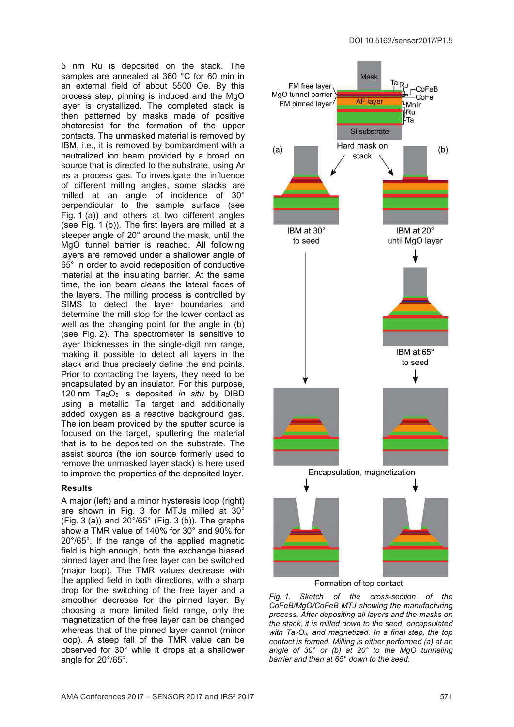5 nm Ru is deposited on the stack. The samples are annealed at 360 °C for 60 min in an external field of about 5500 Oe. By this process step, pinning is induced and the MgO layer is crystallized. The completed stack is then patterned by masks made of positive photoresist for the formation of the upper contacts. The unmasked material is removed by IBM, i.e., it is removed by bombardment with a neutralized ion beam provided by a broad ion source that is directed to the substrate, using Ar as a process gas. To investigate the influence of different milling angles, some stacks are milled at an angle of incidence of 30° perpendicular to the sample surface (see Fig. 1 (a)) and others at two different angles (see Fig. 1 (b)). The first layers are milled at a steeper angle of 20° around the mask, until the MgO tunnel barrier is reached. All following layers are removed under a shallower angle of 65° in order to avoid redeposition of conductive material at the insulating barrier. At the same time, the ion beam cleans the lateral faces of the layers. The milling process is controlled by SIMS to detect the layer boundaries and determine the mill stop for the lower contact as well as the changing point for the angle in (b) (see Fig. 2). The spectrometer is sensitive to layer thicknesses in the single-digit nm range, making it possible to detect all layers in the stack and thus precisely define the end points. Prior to contacting the layers, they need to be encapsulated by an insulator. For this purpose, 120 nm $Ta_2O_5$ is deposited *in situ* by DIBD using a metallic Ta target and additionally added oxygen as a reactive background gas. The ion beam provided by the sputter source is focused on the target, sputtering the material that is to be deposited on the substrate. The assist source (the ion source formerly used to remove the unmasked layer stack) is here used to improve the properties of the deposited layer.

## Results

A major (left) and a minor hysteresis loop (right) are shown in Fig. 3 for MTJs milled at 30° (Fig. 3 (a)) and 20°/65° (Fig. 3 (b)). The graphs show a TMR value of 140% for 30° and 90% for 20°/65°. If the range of the applied magnetic field is high enough, both the exchange biased pinned layer and the free layer can be switched (major loop). The TMR values decrease with the applied field in both directions, with a sharp drop for the switching of the free layer and a smoother decrease for the pinned layer. By choosing a more limited field range, only the magnetization of the free layer can be changed whereas that of the pinned layer cannot (minor loop). A steep fall of the TMR value can be observed for 30° while it drops at a shallower angle for 20°/65°.

*Fig. 1. Sketch of the cross-section of the CoFeB/MgO/CoFeB MTJ showing the manufacturing process. After depositing all layers and the masks on the stack, it is milled down to the seed, encapsulated with $Ta_2O_5$, and magnetized. In a final step, the top contact is formed. Milling is either performed (a) at an angle of 30° or (b) at 20° to the MgO tunneling barrier and then at 65° down to the seed.*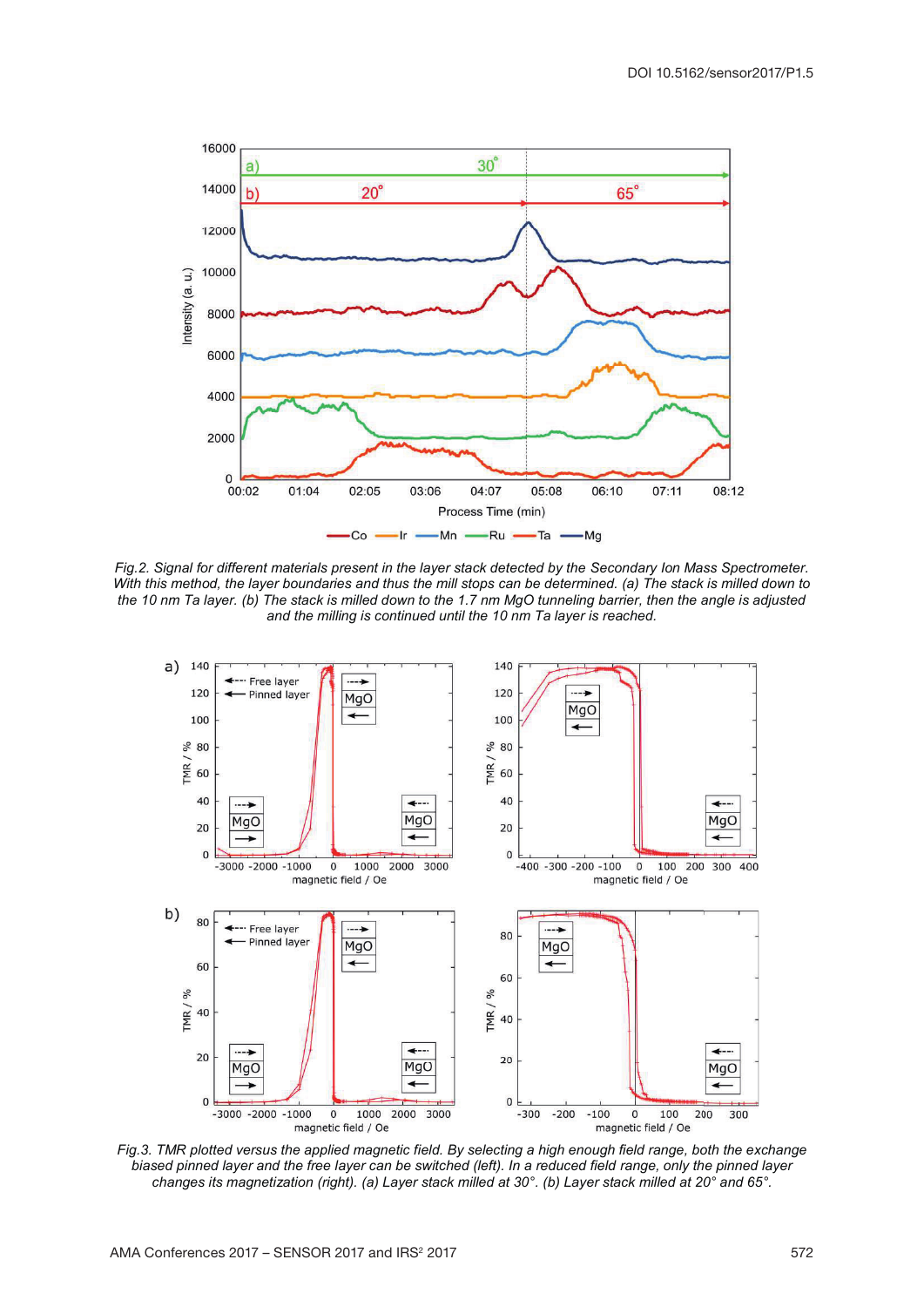Fig. 2. Signal for different materials present in the layer stack detected by the Secondary Ion Mass Spectrometer. With this method, the layer boundaries and thus the mill stops can be determined. (a) The stack is milled down to the 10 nm Ta layer. (b) The stack is milled down to the 1.7 nm MgO tunneling barrier, then the angle is adjusted and the milling is continued until the 10 nm Ta layer is reached.

Fig. 3. TMR plotted versus the applied magnetic field. By selecting a high enough field range, both the exchange biased pinned layer and the free layer can be switched (left). In a reduced field range, only the pinned layer changes its magnetization (right). (a) Layer stack milled at 30°. (b) Layer stack milled at 20° and 65°.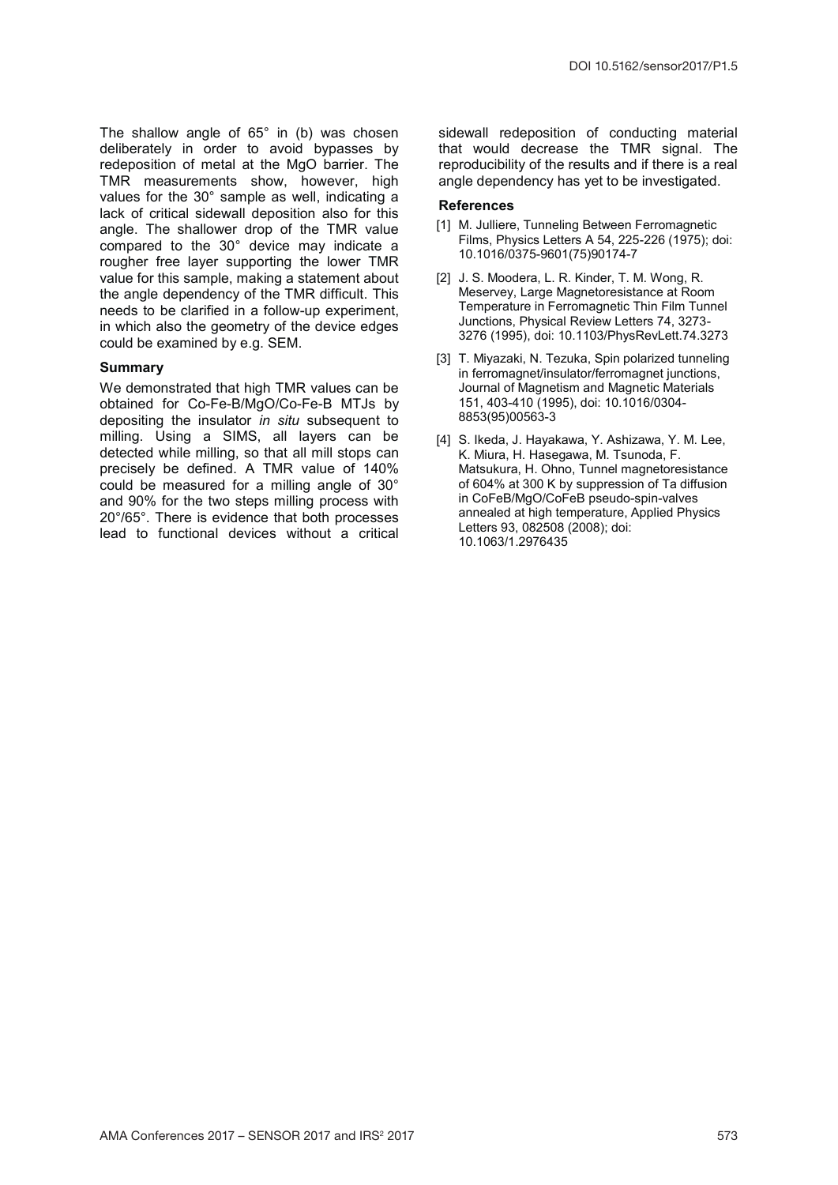The shallow angle of 65° in (b) was chosen deliberately in order to avoid bypasses by redeposition of metal at the MgO barrier. The TMR measurements show, however, high values for the 30° sample as well, indicating a lack of critical sidewall deposition also for this angle. The shallower drop of the TMR value compared to the 30° device may indicate a rougher free layer supporting the lower TMR value for this sample, making a statement about the angle dependency of the TMR difficult. This needs to be clarified in a follow-up experiment, in which also the geometry of the device edges could be examined by e.g. SEM.

### Summary

We demonstrated that high TMR values can be obtained for Co-Fe-B/MgO/Co-Fe-B MTJs by depositing the insulator *in situ* subsequent to milling. Using a SIMS, all layers can be detected while milling, so that all mill stops can precisely be defined. A TMR value of 140% could be measured for a milling angle of 30° and 90% for the two steps milling process with 20°/65°. There is evidence that both processes lead to functional devices without a critical sidewall redeposition of conducting material that would decrease the TMR signal. The reproducibility of the results and if there is a real angle dependency has yet to be investigated.

### References

[1] M. Julliere, Tunneling Between Ferromagnetic Films, Physics Letters A 54, 225-226 (1975); doi: 10.1016/0375-9601(75)90174-7

[2] J. S. Moodera, L. R. Kinder, T. M. Wong, R. Meservey, Large Magnetoresistance at Room Temperature in Ferromagnetic Thin Film Tunnel Junctions, Physical Review Letters 74, 3273-3276 (1995), doi: 10.1103/PhysRevLett.74.3273

[3] T. Miyazaki, N. Tezuka, Spin polarized tunneling in ferromagnet/insulator/ferromagnet junctions, Journal of Magnetism and Magnetic Materials 151, 403-410 (1995), doi: 10.1016/0304-8853(95)00563-3

[4] S. Ikeda, J. Hayakawa, Y. Ashizawa, Y. M. Lee, K. Miura, H. Hasegawa, M. Tsunoda, F. Matsukura, H. Ohno, Tunnel magnetoresistance of 604% at 300 K by suppression of Ta diffusion in CoFeB/MgO/CoFeB pseudo-spin-valves annealed at high temperature, Applied Physics Letters 93, 082508 (2008); doi: 10.1063/1.2976435